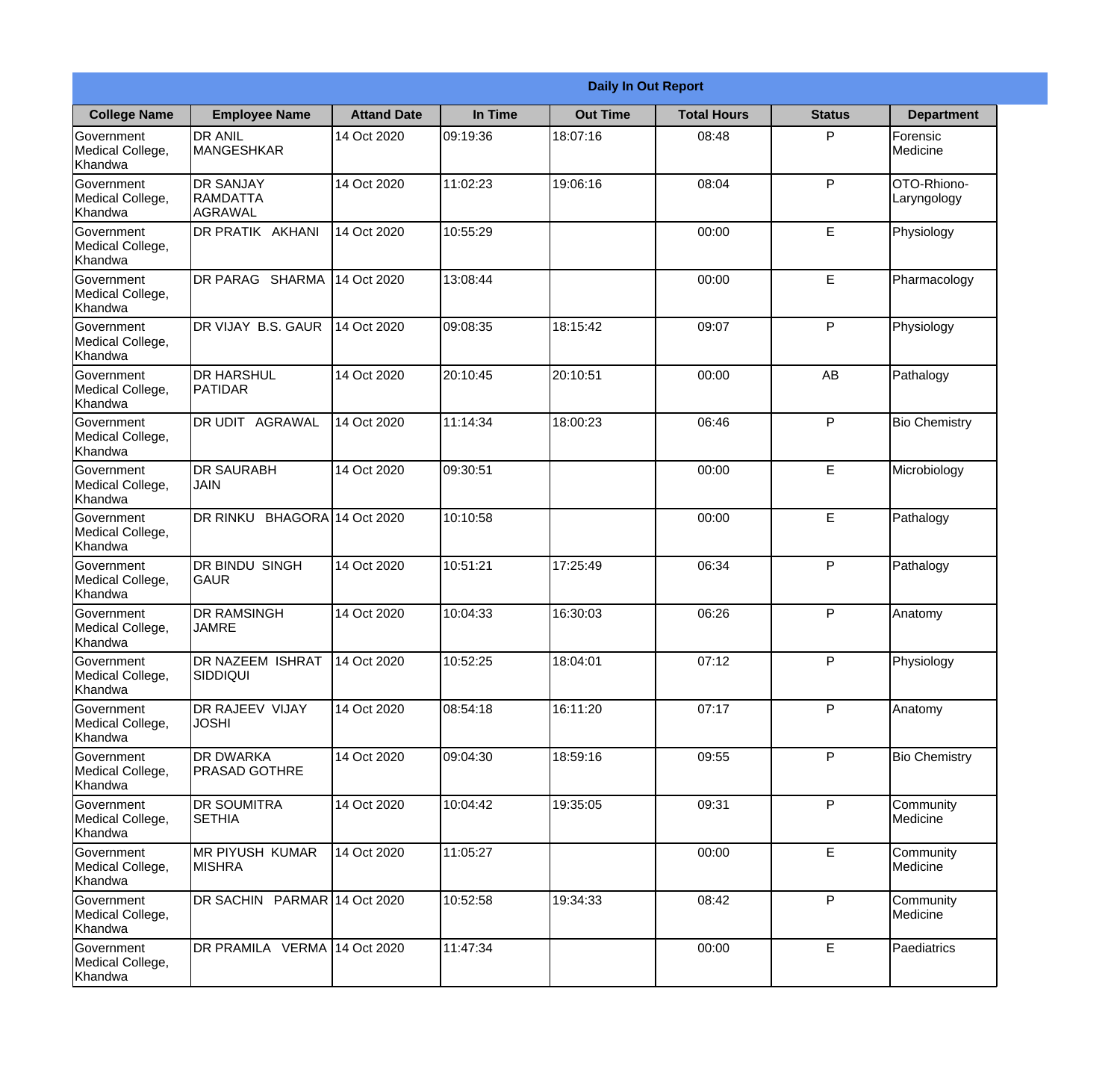## Daily In Out Report

| College Name | Employee Name | Attand Date | In Time | Out Time | Total Hours | Status | Department |
|---|---|---|---|---|---|---|---|
| Government Medical College, Khandwa | DR ANIL MANGESHKAR | 14 Oct 2020 | 09:19:36 | 18:07:16 | 08:48 | P | Forensic Medicine |
| Government Medical College, Khandwa | DR SANJAY RAMDATTA AGRAWAL | 14 Oct 2020 | 11:02:23 | 19:06:16 | 08:04 | P | OTO-Rhiono-Laryngology |
| Government Medical College, Khandwa | DR PRATIK AKHANI | 14 Oct 2020 | 10:55:29 | | 00:00 | E | Physiology |
| Government Medical College, Khandwa | DR PARAG SHARMA | 14 Oct 2020 | 13:08:44 | | 00:00 | E | Pharmacology |
| Government Medical College, Khandwa | DR VIJAY B.S. GAUR | 14 Oct 2020 | 09:08:35 | 18:15:42 | 09:07 | P | Physiology |
| Government Medical College, Khandwa | DR HARSHUL PATIDAR | 14 Oct 2020 | 20:10:45 | 20:10:51 | 00:00 | AB | Pathalogy |
| Government Medical College, Khandwa | DR UDIT AGRAWAL | 14 Oct 2020 | 11:14:34 | 18:00:23 | 06:46 | P | Bio Chemistry |
| Government Medical College, Khandwa | DR SAURABH JAIN | 14 Oct 2020 | 09:30:51 | | 00:00 | E | Microbiology |
| Government Medical College, Khandwa | DR RINKU BHAGORA | 14 Oct 2020 | 10:10:58 | | 00:00 | E | Pathalogy |
| Government Medical College, Khandwa | DR BINDU SINGH GAUR | 14 Oct 2020 | 10:51:21 | 17:25:49 | 06:34 | P | Pathalogy |
| Government Medical College, Khandwa | DR RAMSINGH JAMRE | 14 Oct 2020 | 10:04:33 | 16:30:03 | 06:26 | P | Anatomy |
| Government Medical College, Khandwa | DR NAZEEM ISHRAT SIDDIQUI | 14 Oct 2020 | 10:52:25 | 18:04:01 | 07:12 | P | Physiology |
| Government Medical College, Khandwa | DR RAJEEV VIJAY JOSHI | 14 Oct 2020 | 08:54:18 | 16:11:20 | 07:17 | P | Anatomy |
| Government Medical College, Khandwa | DR DWARKA PRASAD GOTHRE | 14 Oct 2020 | 09:04:30 | 18:59:16 | 09:55 | P | Bio Chemistry |
| Government Medical College, Khandwa | DR SOUMITRA SETHIA | 14 Oct 2020 | 10:04:42 | 19:35:05 | 09:31 | P | Community Medicine |
| Government Medical College, Khandwa | MR PIYUSH KUMAR MISHRA | 14 Oct 2020 | 11:05:27 | | 00:00 | E | Community Medicine |
| Government Medical College, Khandwa | DR SACHIN PARMAR | 14 Oct 2020 | 10:52:58 | 19:34:33 | 08:42 | P | Community Medicine |
| Government Medical College, Khandwa | DR PRAMILA VERMA | 14 Oct 2020 | 11:47:34 | | 00:00 | E | Paediatrics |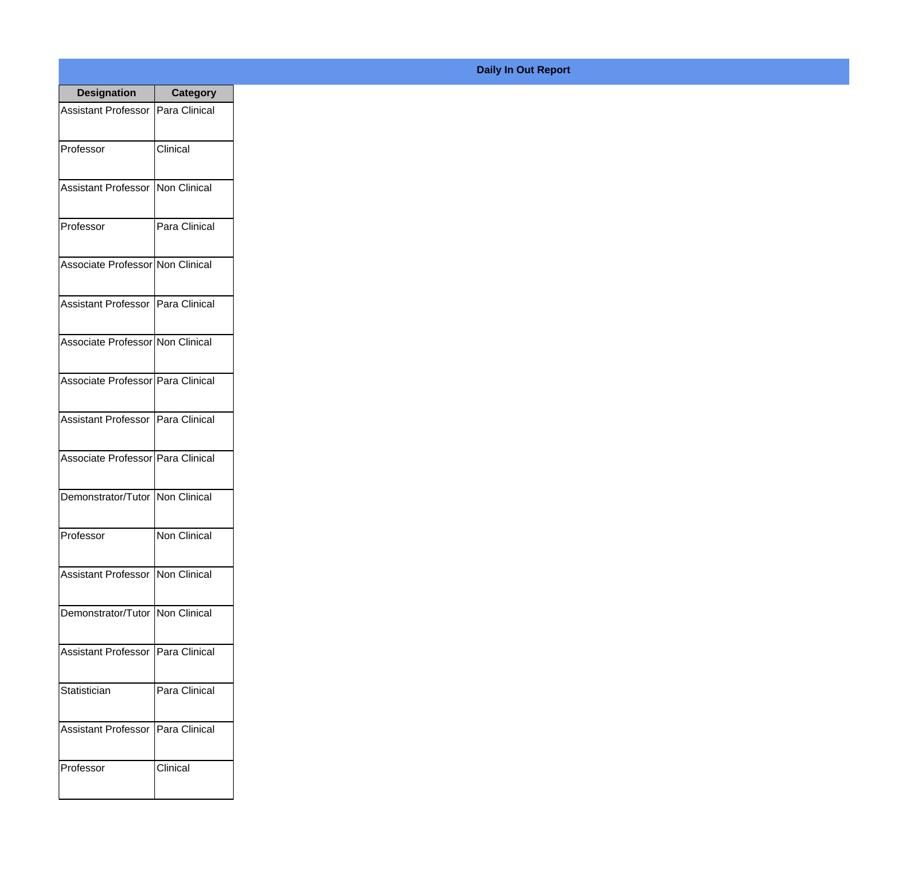**Daily In Out Report**

| Designation | Category |
|---|---|
| Assistant Professor | Para Clinical |
| Professor | Clinical |
| Assistant Professor | Non Clinical |
| Professor | Para Clinical |
| Associate Professor | Non Clinical |
| Assistant Professor | Para Clinical |
| Associate Professor | Non Clinical |
| Associate Professor | Para Clinical |
| Assistant Professor | Para Clinical |
| Associate Professor | Para Clinical |
| Demonstrator/Tutor | Non Clinical |
| Professor | Non Clinical |
| Assistant Professor | Non Clinical |
| Demonstrator/Tutor | Non Clinical |
| Assistant Professor | Para Clinical |
| Statistician | Para Clinical |
| Assistant Professor | Para Clinical |
| Professor | Clinical |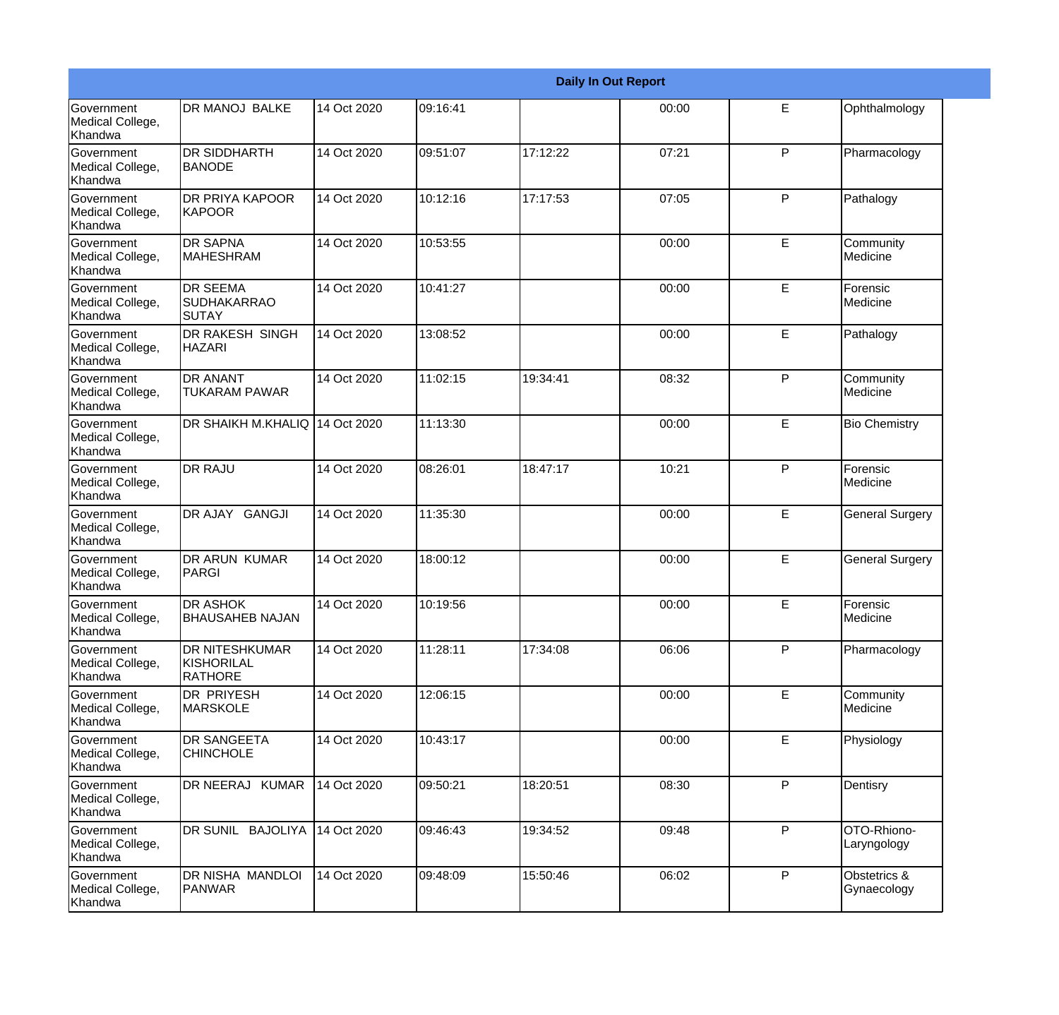| Daily In Out Report | | | | | | | |
|---|---|---|---|---|---|---|---|
| Government Medical College, Khandwa | DR MANOJ BALKE | 14 Oct 2020 | 09:16:41 | | 00:00 | E | Ophthalmology |
| Government Medical College, Khandwa | DR SIDDHARTH BANODE | 14 Oct 2020 | 09:51:07 | 17:12:22 | 07:21 | P | Pharmacology |
| Government Medical College, Khandwa | DR PRIYA KAPOOR KAPOOR | 14 Oct 2020 | 10:12:16 | 17:17:53 | 07:05 | P | Pathalogy |
| Government Medical College, Khandwa | DR SAPNA MAHESHRAM | 14 Oct 2020 | 10:53:55 | | 00:00 | E | Community Medicine |
| Government Medical College, Khandwa | DR SEEMA SUDHAKARRAO SUTAY | 14 Oct 2020 | 10:41:27 | | 00:00 | E | Forensic Medicine |
| Government Medical College, Khandwa | DR RAKESH SINGH HAZARI | 14 Oct 2020 | 13:08:52 | | 00:00 | E | Pathalogy |
| Government Medical College, Khandwa | DR ANANT TUKARAM PAWAR | 14 Oct 2020 | 11:02:15 | 19:34:41 | 08:32 | P | Community Medicine |
| Government Medical College, Khandwa | DR SHAIKH M.KHALIQ | 14 Oct 2020 | 11:13:30 | | 00:00 | E | Bio Chemistry |
| Government Medical College, Khandwa | DR RAJU | 14 Oct 2020 | 08:26:01 | 18:47:17 | 10:21 | P | Forensic Medicine |
| Government Medical College, Khandwa | DR AJAY GANGJI | 14 Oct 2020 | 11:35:30 | | 00:00 | E | General Surgery |
| Government Medical College, Khandwa | DR ARUN KUMAR PARGI | 14 Oct 2020 | 18:00:12 | | 00:00 | E | General Surgery |
| Government Medical College, Khandwa | DR ASHOK BHAUSAHEB NAJAN | 14 Oct 2020 | 10:19:56 | | 00:00 | E | Forensic Medicine |
| Government Medical College, Khandwa | DR NITESHKUMAR KISHORILAL RATHORE | 14 Oct 2020 | 11:28:11 | 17:34:08 | 06:06 | P | Pharmacology |
| Government Medical College, Khandwa | DR PRIYESH MARSKOLE | 14 Oct 2020 | 12:06:15 | | 00:00 | E | Community Medicine |
| Government Medical College, Khandwa | DR SANGEETA CHINCHOLE | 14 Oct 2020 | 10:43:17 | | 00:00 | E | Physiology |
| Government Medical College, Khandwa | DR NEERAJ KUMAR | 14 Oct 2020 | 09:50:21 | 18:20:51 | 08:30 | P | Dentisry |
| Government Medical College, Khandwa | DR SUNIL BAJOLIYA | 14 Oct 2020 | 09:46:43 | 19:34:52 | 09:48 | P | OTO-Rhiono-Laryngology |
| Government Medical College, Khandwa | DR NISHA MANDLOI PANWAR | 14 Oct 2020 | 09:48:09 | 15:50:46 | 06:02 | P | Obstetrics & Gynaecology |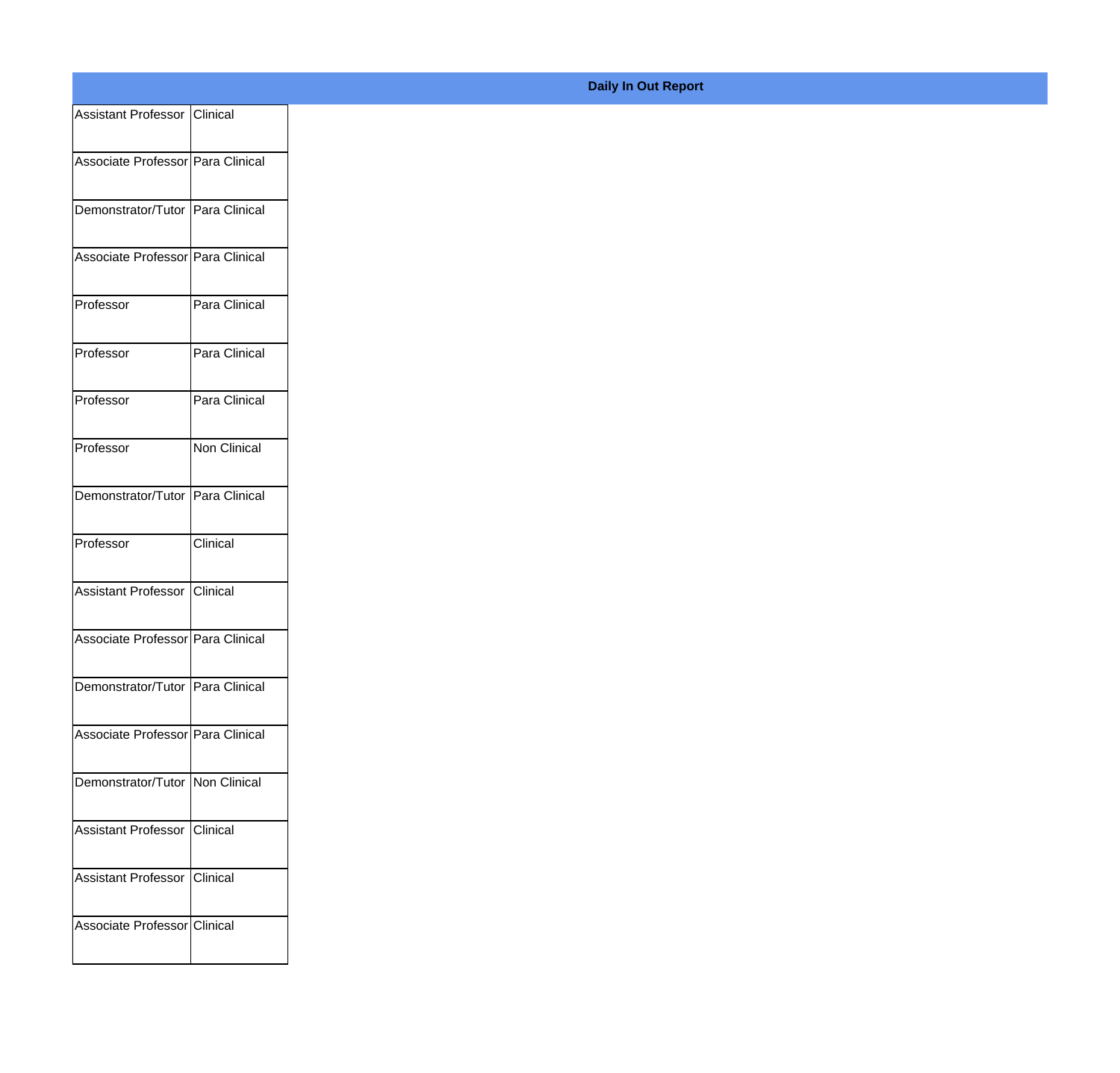**Daily In Out Report**

| | |
|---|---|
| Assistant Professor | Clinical |
| Associate Professor | Para Clinical |
| Demonstrator/Tutor | Para Clinical |
| Associate Professor | Para Clinical |
| Professor | Para Clinical |
| Professor | Para Clinical |
| Professor | Para Clinical |
| Professor | Non Clinical |
| Demonstrator/Tutor | Para Clinical |
| Professor | Clinical |
| Assistant Professor | Clinical |
| Associate Professor | Para Clinical |
| Demonstrator/Tutor | Para Clinical |
| Associate Professor | Para Clinical |
| Demonstrator/Tutor | Non Clinical |
| Assistant Professor | Clinical |
| Assistant Professor | Clinical |
| Associate Professor | Clinical |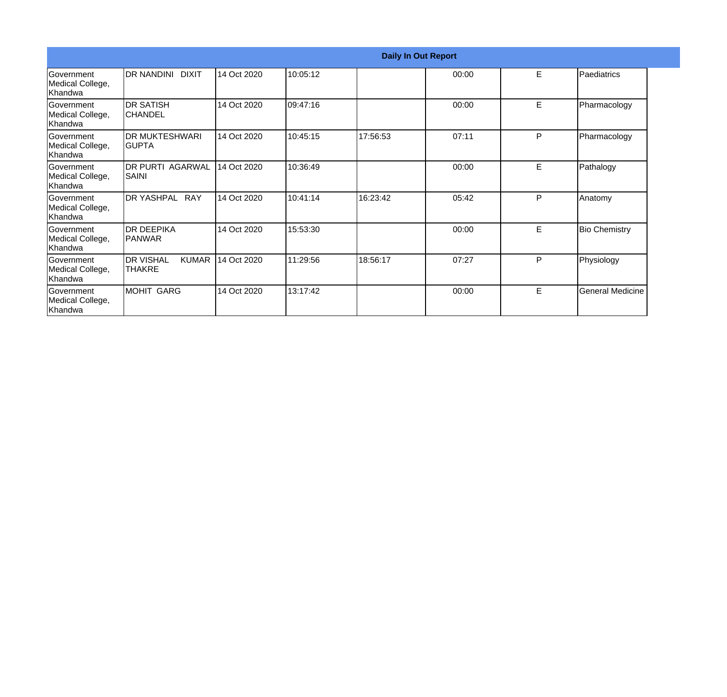**Daily In Out Report**

| | | | | | | | |
|---|---|---|---|---|---|---|---|
| Government Medical College, Khandwa | DR NANDINI DIXIT | 14 Oct 2020 | 10:05:12 | | 00:00 | E | Paediatrics |
| Government Medical College, Khandwa | DR SATISH CHANDEL | 14 Oct 2020 | 09:47:16 | | 00:00 | E | Pharmacology |
| Government Medical College, Khandwa | DR MUKTESHWARI GUPTA | 14 Oct 2020 | 10:45:15 | 17:56:53 | 07:11 | P | Pharmacology |
| Government Medical College, Khandwa | DR PURTI AGARWAL SAINI | 14 Oct 2020 | 10:36:49 | | 00:00 | E | Pathalogy |
| Government Medical College, Khandwa | DR YASHPAL RAY | 14 Oct 2020 | 10:41:14 | 16:23:42 | 05:42 | P | Anatomy |
| Government Medical College, Khandwa | DR DEEPIKA PANWAR | 14 Oct 2020 | 15:53:30 | | 00:00 | E | Bio Chemistry |
| Government Medical College, Khandwa | DR VISHAL KUMAR THAKRE | 14 Oct 2020 | 11:29:56 | 18:56:17 | 07:27 | P | Physiology |
| Government Medical College, Khandwa | MOHIT GARG | 14 Oct 2020 | 13:17:42 | | 00:00 | E | General Medicine |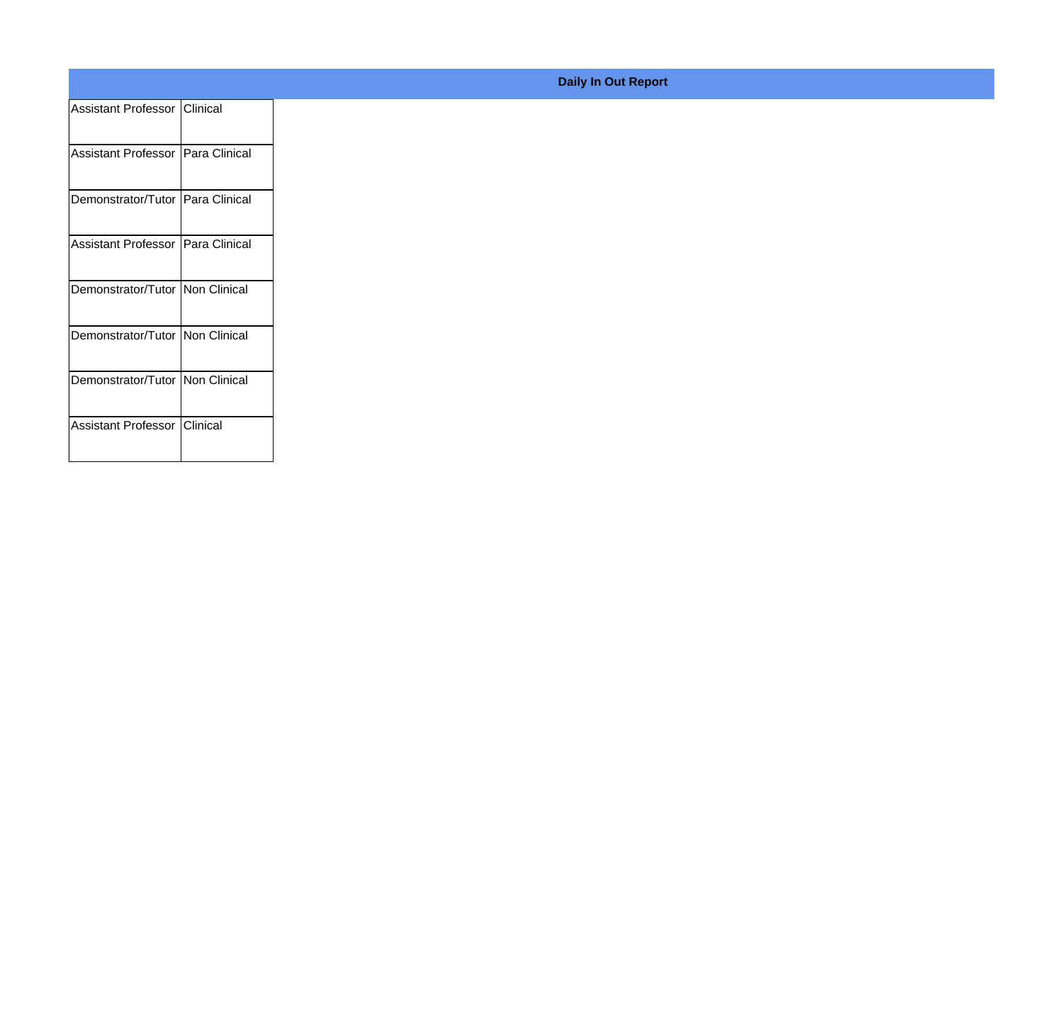**Daily In Out Report**

| | |
|---|---|
| Assistant Professor | Clinical |
| Assistant Professor | Para Clinical |
| Demonstrator/Tutor | Para Clinical |
| Assistant Professor | Para Clinical |
| Demonstrator/Tutor | Non Clinical |
| Demonstrator/Tutor | Non Clinical |
| Demonstrator/Tutor | Non Clinical |
| Assistant Professor | Clinical |